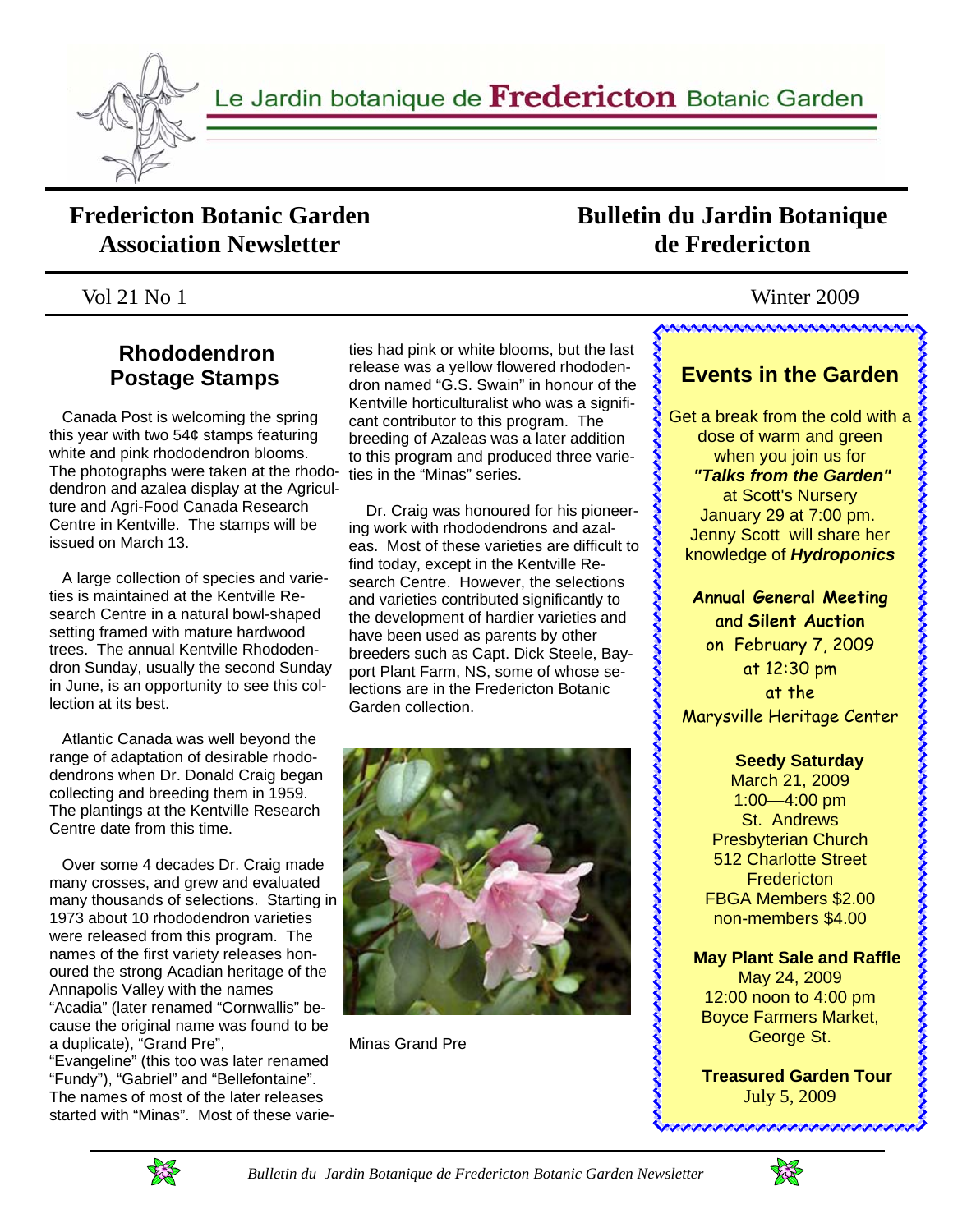Le Jardin botanique de **Fredericton** Botanic Garden

# Fredericton Botanic Garden Association Newsletter

# Bulletin du Jardin Botanique de Fredericton

Vol 21 No 1 — Winter 2009

## Rhododendron Postage Stamps

Canada Post is welcoming the spring this year with two 54¢ stamps featuring white and pink rhododendron blooms. The photographs were taken at the rhododendron and azalea display at the Agriculture and Agri-Food Canada Research Centre in Kentville. The stamps will be issued on March 13.

A large collection of species and varieties is maintained at the Kentville Research Centre in a natural bowl-shaped setting framed with mature hardwood trees. The annual Kentville Rhododendron Sunday, usually the second Sunday in June, is an opportunity to see this collection at its best.

Atlantic Canada was well beyond the range of adaptation of desirable rhododendrons when Dr. Donald Craig began collecting and breeding them in 1959. The plantings at the Kentville Research Centre date from this time.

Over some 4 decades Dr. Craig made many crosses, and grew and evaluated many thousands of selections. Starting in 1973 about 10 rhododendron varieties were released from this program. The names of the first variety releases honoured the strong Acadian heritage of the Annapolis Valley with the names "Acadia" (later renamed "Cornwallis" because the original name was found to be a duplicate), "Grand Pre", "Evangeline" (this too was later renamed "Fundy"), "Gabriel" and "Bellefontaine". The names of most of the later releases started with "Minas". Most of these varieties had pink or white blooms, but the last release was a yellow flowered rhododendron named "G.S. Swain" in honour of the Kentville horticulturalist who was a significant contributor to this program. The breeding of Azaleas was a later addition to this program and produced three varieties in the "Minas" series.

Dr. Craig was honoured for his pioneering work with rhododendrons and azaleas. Most of these varieties are difficult to find today, except in the Kentville Research Centre. However, the selections and varieties contributed significantly to the development of hardier varieties and have been used as parents by other breeders such as Capt. Dick Steele, Bayport Plant Farm, NS, some of whose selections are in the Fredericton Botanic Garden collection.

Minas Grand Pre

## Events in the Garden

Get a break from the cold with a dose of warm and green when you join us for ***"Talks from the Garden"*** at Scott's Nursery January 29 at 7:00 pm. Jenny Scott will share her knowledge of ***Hydroponics***

**Annual General Meeting** and **Silent Auction**
on February 7, 2009
at 12:30 pm
at the
Marysville Heritage Center

**Seedy Saturday**
March 21, 2009
1:00—4:00 pm
St. Andrews Presbyterian Church
512 Charlotte Street
Fredericton
FBGA Members $2.00
non-members $4.00

**May Plant Sale and Raffle**
May 24, 2009
12:00 noon to 4:00 pm
Boyce Farmers Market, George St.

**Treasured Garden Tour**
July 5, 2009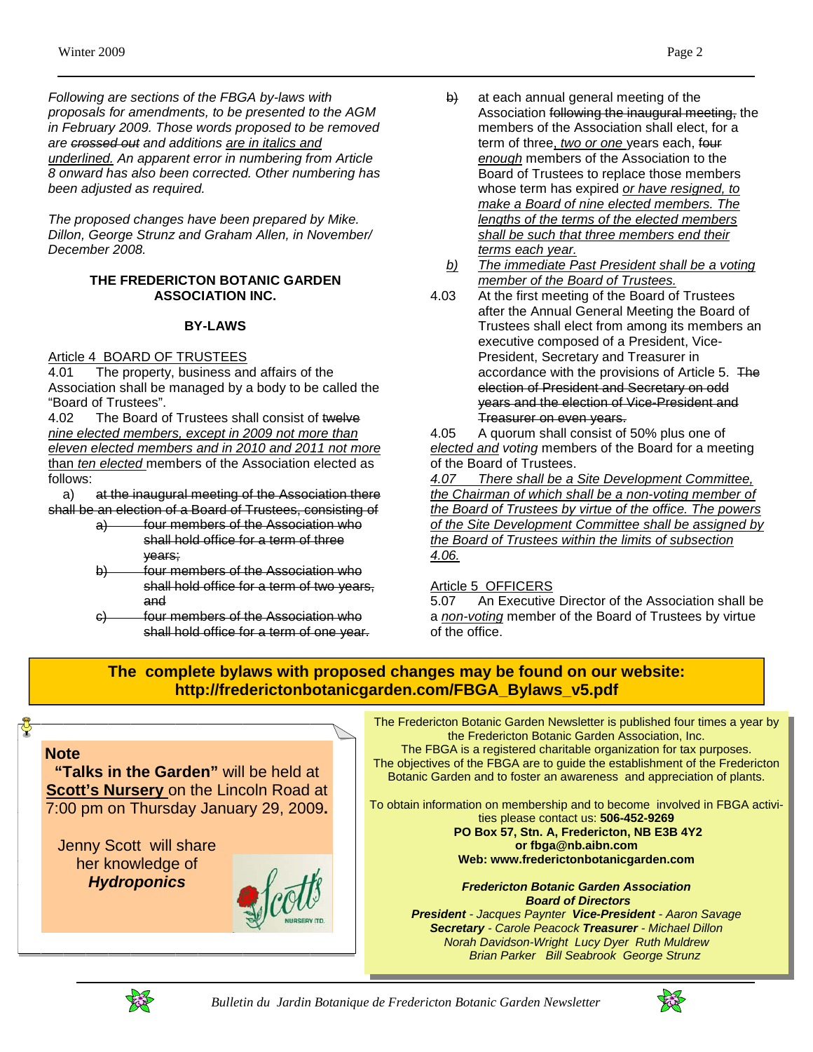*Following are sections of the FBGA by-laws with proposals for amendments, to be presented to the AGM in February 2009. Those words proposed to be removed are ~~crossed out~~ and additions are <u>italics and underlined.</u> An apparent error in numbering from Article 8 onward has also been corrected. Other numbering has been adjusted as required.*

*The proposed changes have been prepared by Mike. Dillon, George Strunz and Graham Allen, in November/ December 2008.*

**THE FREDERICTON BOTANIC GARDEN ASSOCIATION INC.**

**BY-LAWS**

<u>Article 4 BOARD OF TRUSTEES</u>

4.01 The property, business and affairs of the Association shall be managed by a body to be called the "Board of Trustees".

4.02 The Board of Trustees shall consist of ~~twelve~~ <u>*nine elected members, except in 2009 not more than eleven elected members and in 2010 and 2011 not more than ten elected*</u> members of the Association elected as follows:

a) ~~at the inaugural meeting of the Association there shall be an election of a Board of Trustees, consisting of~~

- ~~a) four members of the Association who shall hold office for a term of three years;~~
- ~~b) four members of the Association who shall hold office for a term of two years, and~~
- ~~c) four members of the Association who shall hold office for a term of one year.~~

~~b)~~ at each annual general meeting of the Association ~~following the inaugural meeting,~~ the members of the Association shall elect, for a term of three<u>*, two or one*</u> years each, ~~four~~ <u>*enough*</u> members of the Association to the Board of Trustees to replace those members whose term has expired <u>*or have resigned, to make a Board of nine elected members. The lengths of the terms of the elected members shall be such that three members end their terms each year.*</u>

<u>*b)*</u> <u>*The immediate Past President shall be a voting member of the Board of Trustees.*</u>

4.03 At the first meeting of the Board of Trustees after the Annual General Meeting the Board of Trustees shall elect from among its members an executive composed of a President, Vice-President, Secretary and Treasurer in accordance with the provisions of Article 5. ~~The election of President and Secretary on odd years and the election of Vice-President and Treasurer on even years.~~

4.05 A quorum shall consist of 50% plus one of <u>*elected and*</u> *voting* members of the Board for a meeting of the Board of Trustees.

<u>*4.07 There shall be a Site Development Committee, the Chairman of which shall be a non-voting member of the Board of Trustees by virtue of the office. The powers of the Site Development Committee shall be assigned by the Board of Trustees within the limits of subsection 4.06.*</u>

<u>Article 5 OFFICERS</u>

5.07 An Executive Director of the Association shall be a <u>*non-voting*</u> member of the Board of Trustees by virtue of the office.

**The complete bylaws with proposed changes may be found on our website: http://frederictonbotanicgarden.com/FBGA_Bylaws_v5.pdf**

**Note**

**"Talks in the Garden"** will be held at **<u>Scott's Nursery</u>** on the Lincoln Road at 7:00 pm on Thursday January 29, 2009**.**

Jenny Scott will share her knowledge of ***Hydroponics***

The Fredericton Botanic Garden Newsletter is published four times a year by the Fredericton Botanic Garden Association, Inc.
The FBGA is a registered charitable organization for tax purposes.
The objectives of the FBGA are to guide the establishment of the Fredericton Botanic Garden and to foster an awareness and appreciation of plants.

To obtain information on membership and to become involved in FBGA activities please contact us: **506-452-9269**
**PO Box 57, Stn. A, Fredericton, NB E3B 4Y2**
**or fbga@nb.aibn.com**
**Web: www.frederictonbotanicgarden.com**

***Fredericton Botanic Garden Association***
***Board of Directors***
***President*** *- Jacques Paynter* ***Vice-President*** *- Aaron Savage*
***Secretary*** *- Carole Peacock* ***Treasurer*** *- Michael Dillon*
*Norah Davidson-Wright Lucy Dyer Ruth Muldrew*
*Brian Parker Bill Seabrook George Strunz*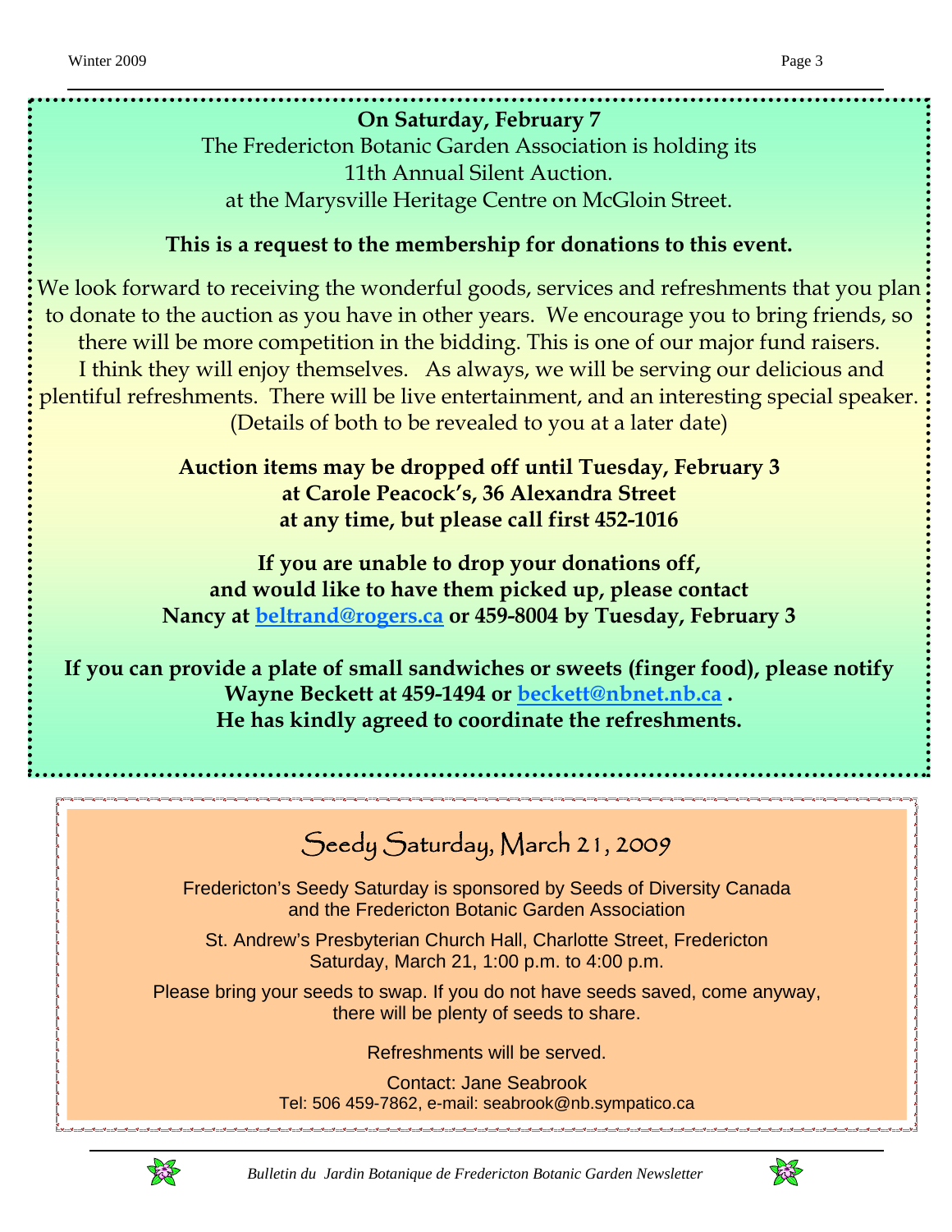**On Saturday, February 7**

The Fredericton Botanic Garden Association is holding its
11th Annual Silent Auction.
at the Marysville Heritage Centre on McGloin Street.

**This is a request to the membership for donations to this event.**

We look forward to receiving the wonderful goods, services and refreshments that you plan to donate to the auction as you have in other years. We encourage you to bring friends, so there will be more competition in the bidding. This is one of our major fund raisers. I think they will enjoy themselves. As always, we will be serving our delicious and plentiful refreshments. There will be live entertainment, and an interesting special speaker. (Details of both to be revealed to you at a later date)

**Auction items may be dropped off until Tuesday, February 3**
**at Carole Peacock's, 36 Alexandra Street**
**at any time, but please call first 452-1016**

**If you are unable to drop your donations off,**
**and would like to have them picked up, please contact**
**Nancy at [beltrand@rogers.ca](mailto:beltrand@rogers.ca) or 459-8004 by Tuesday, February 3**

**If you can provide a plate of small sandwiches or sweets (finger food), please notify Wayne Beckett at 459-1494 or [beckett@nbnet.nb.ca](mailto:beckett@nbnet.nb.ca) .**
**He has kindly agreed to coordinate the refreshments.**

## Seedy Saturday, March 21, 2009

Fredericton's Seedy Saturday is sponsored by Seeds of Diversity Canada and the Fredericton Botanic Garden Association

St. Andrew's Presbyterian Church Hall, Charlotte Street, Fredericton
Saturday, March 21, 1:00 p.m. to 4:00 p.m.

Please bring your seeds to swap. If you do not have seeds saved, come anyway, there will be plenty of seeds to share.

Refreshments will be served.

Contact: Jane Seabrook
Tel: 506 459-7862, e-mail: seabrook@nb.sympatico.ca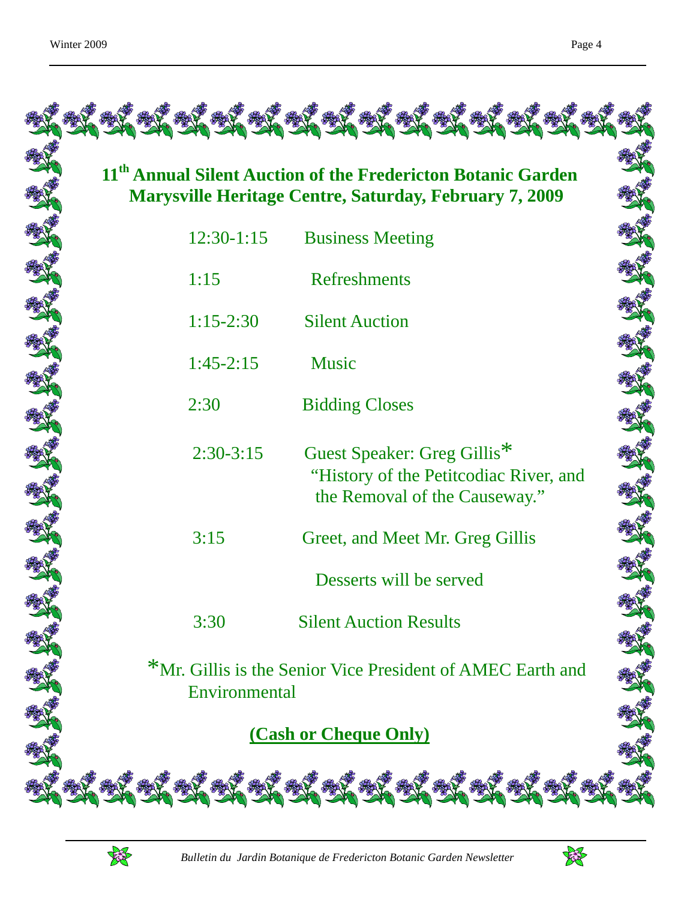## 11th Annual Silent Auction of the Fredericton Botanic Garden
## Marysville Heritage Centre, Saturday, February 7, 2009

| | |
|---|---|
| 12:30-1:15 | Business Meeting |
| 1:15 | Refreshments |
| 1:15-2:30 | Silent Auction |
| 1:45-2:15 | Music |
| 2:30 | Bidding Closes |
| 2:30-3:15 | Guest Speaker: Greg Gillis* "History of the Petitcodiac River, and the Removal of the Causeway." |
| 3:15 | Greet, and Meet Mr. Greg Gillis |
| | Desserts will be served |
| 3:30 | Silent Auction Results |

*Mr. Gillis is the Senior Vice President of AMEC Earth and Environmental

**(Cash or Cheque Only)**